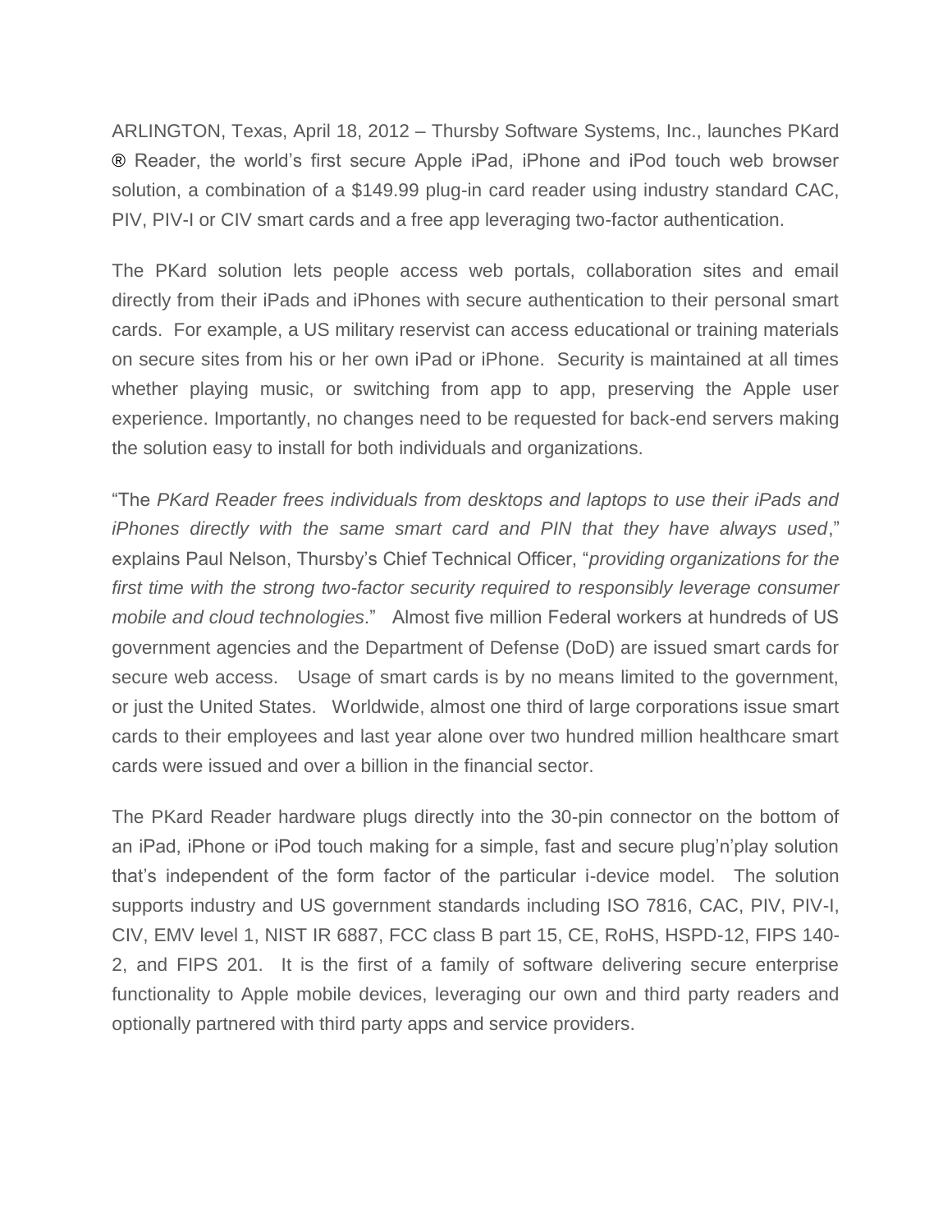ARLINGTON, Texas, April 18, 2012 – Thursby Software Systems, Inc., launches PKard ® Reader, the world's first secure Apple iPad, iPhone and iPod touch web browser solution, a combination of a $149.99 plug-in card reader using industry standard CAC, PIV, PIV-I or CIV smart cards and a free app leveraging two-factor authentication.

The PKard solution lets people access web portals, collaboration sites and email directly from their iPads and iPhones with secure authentication to their personal smart cards. For example, a US military reservist can access educational or training materials on secure sites from his or her own iPad or iPhone. Security is maintained at all times whether playing music, or switching from app to app, preserving the Apple user experience. Importantly, no changes need to be requested for back-end servers making the solution easy to install for both individuals and organizations.

"The *PKard Reader frees individuals from desktops and laptops to use their iPads and iPhones directly with the same smart card and PIN that they have always used*," explains Paul Nelson, Thursby's Chief Technical Officer, "*providing organizations for the first time with the strong two-factor security required to responsibly leverage consumer mobile and cloud technologies*." Almost five million Federal workers at hundreds of US government agencies and the Department of Defense (DoD) are issued smart cards for secure web access. Usage of smart cards is by no means limited to the government, or just the United States. Worldwide, almost one third of large corporations issue smart cards to their employees and last year alone over two hundred million healthcare smart cards were issued and over a billion in the financial sector.

The PKard Reader hardware plugs directly into the 30-pin connector on the bottom of an iPad, iPhone or iPod touch making for a simple, fast and secure plug'n'play solution that's independent of the form factor of the particular i-device model. The solution supports industry and US government standards including ISO 7816, CAC, PIV, PIV-I, CIV, EMV level 1, NIST IR 6887, FCC class B part 15, CE, RoHS, HSPD-12, FIPS 140-2, and FIPS 201. It is the first of a family of software delivering secure enterprise functionality to Apple mobile devices, leveraging our own and third party readers and optionally partnered with third party apps and service providers.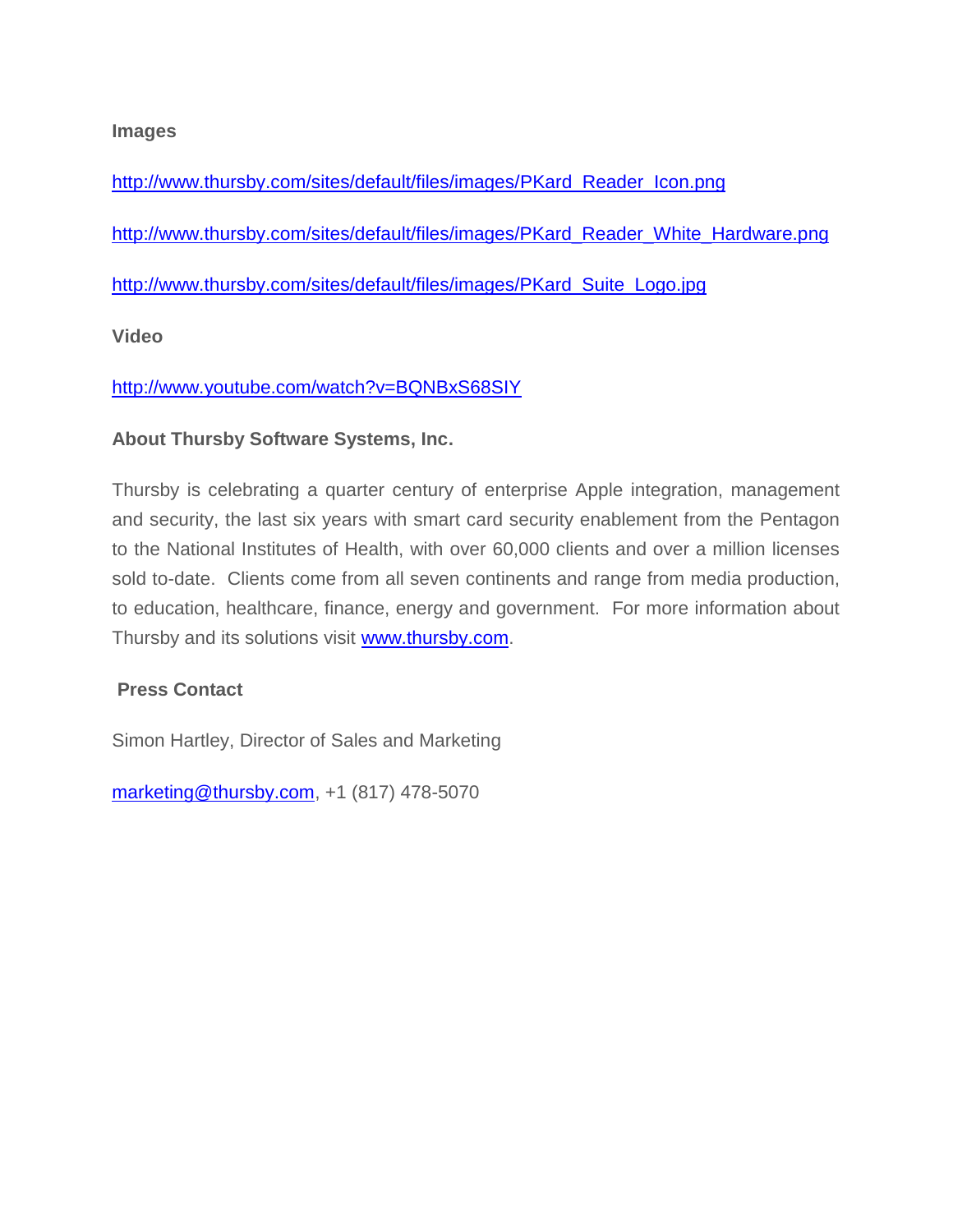**Images**

http://www.thursby.com/sites/default/files/images/PKard_Reader_Icon.png

http://www.thursby.com/sites/default/files/images/PKard_Reader_White_Hardware.png

http://www.thursby.com/sites/default/files/images/PKard_Suite_Logo.jpg

**Video**

http://www.youtube.com/watch?v=BQNBxS68SIY

**About Thursby Software Systems, Inc.**

Thursby is celebrating a quarter century of enterprise Apple integration, management and security, the last six years with smart card security enablement from the Pentagon to the National Institutes of Health, with over 60,000 clients and over a million licenses sold to-date. Clients come from all seven continents and range from media production, to education, healthcare, finance, energy and government. For more information about Thursby and its solutions visit www.thursby.com.

**Press Contact**

Simon Hartley, Director of Sales and Marketing

marketing@thursby.com, +1 (817) 478-5070